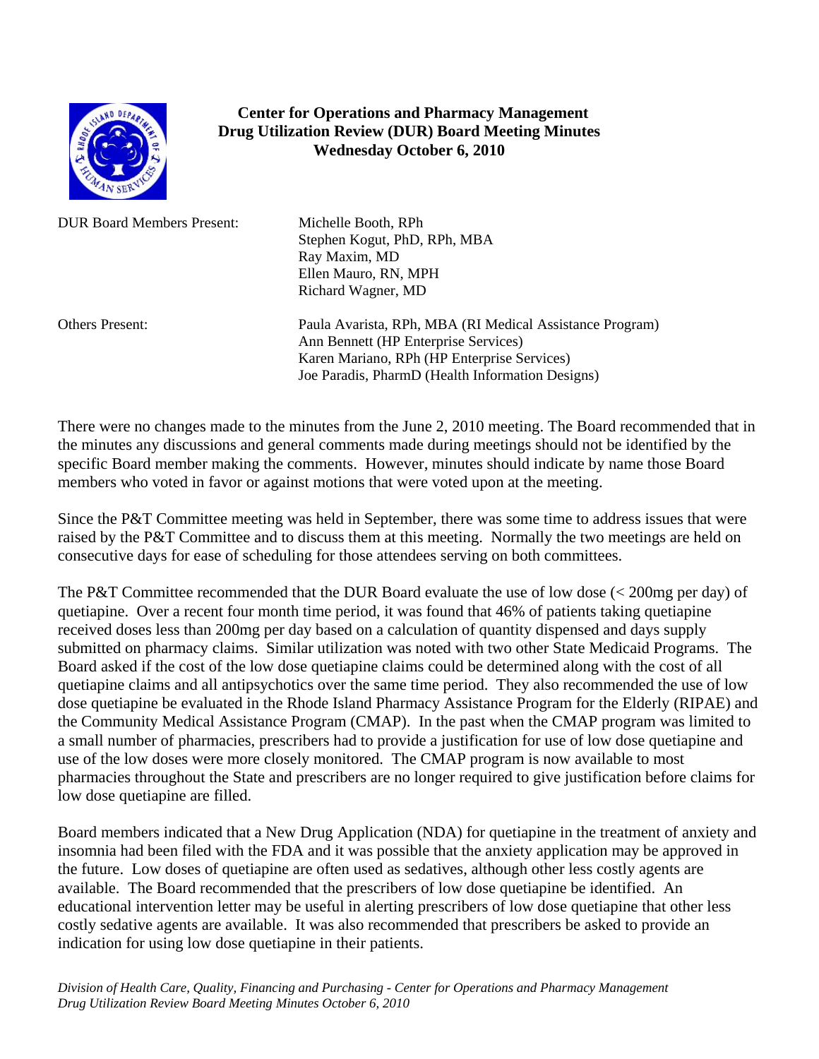**Center for Operations and Pharmacy Management**
**Drug Utilization Review (DUR) Board Meeting Minutes**
**Wednesday October 6, 2010**

DUR Board Members Present:
Michelle Booth, RPh
Stephen Kogut, PhD, RPh, MBA
Ray Maxim, MD
Ellen Mauro, RN, MPH
Richard Wagner, MD

Others Present:
Paula Avarista, RPh, MBA (RI Medical Assistance Program)
Ann Bennett (HP Enterprise Services)
Karen Mariano, RPh (HP Enterprise Services)
Joe Paradis, PharmD (Health Information Designs)

There were no changes made to the minutes from the June 2, 2010 meeting. The Board recommended that in the minutes any discussions and general comments made during meetings should not be identified by the specific Board member making the comments. However, minutes should indicate by name those Board members who voted in favor or against motions that were voted upon at the meeting.

Since the P&T Committee meeting was held in September, there was some time to address issues that were raised by the P&T Committee and to discuss them at this meeting. Normally the two meetings are held on consecutive days for ease of scheduling for those attendees serving on both committees.

The P&T Committee recommended that the DUR Board evaluate the use of low dose (< 200mg per day) of quetiapine. Over a recent four month time period, it was found that 46% of patients taking quetiapine received doses less than 200mg per day based on a calculation of quantity dispensed and days supply submitted on pharmacy claims. Similar utilization was noted with two other State Medicaid Programs. The Board asked if the cost of the low dose quetiapine claims could be determined along with the cost of all quetiapine claims and all antipsychotics over the same time period. They also recommended the use of low dose quetiapine be evaluated in the Rhode Island Pharmacy Assistance Program for the Elderly (RIPAE) and the Community Medical Assistance Program (CMAP). In the past when the CMAP program was limited to a small number of pharmacies, prescribers had to provide a justification for use of low dose quetiapine and use of the low doses were more closely monitored. The CMAP program is now available to most pharmacies throughout the State and prescribers are no longer required to give justification before claims for low dose quetiapine are filled.

Board members indicated that a New Drug Application (NDA) for quetiapine in the treatment of anxiety and insomnia had been filed with the FDA and it was possible that the anxiety application may be approved in the future. Low doses of quetiapine are often used as sedatives, although other less costly agents are available. The Board recommended that the prescribers of low dose quetiapine be identified. An educational intervention letter may be useful in alerting prescribers of low dose quetiapine that other less costly sedative agents are available. It was also recommended that prescribers be asked to provide an indication for using low dose quetiapine in their patients.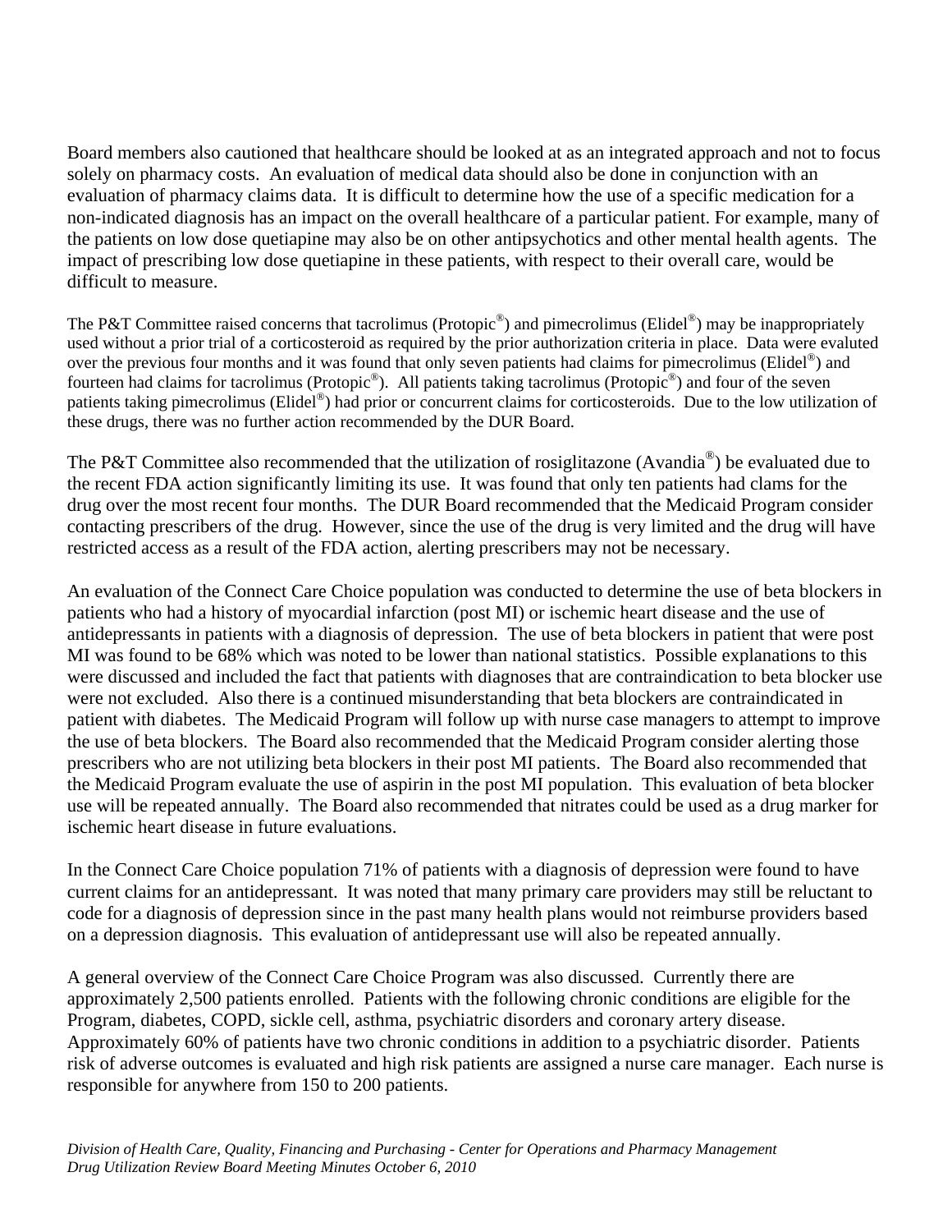Board members also cautioned that healthcare should be looked at as an integrated approach and not to focus solely on pharmacy costs. An evaluation of medical data should also be done in conjunction with an evaluation of pharmacy claims data. It is difficult to determine how the use of a specific medication for a non-indicated diagnosis has an impact on the overall healthcare of a particular patient. For example, many of the patients on low dose quetiapine may also be on other antipsychotics and other mental health agents. The impact of prescribing low dose quetiapine in these patients, with respect to their overall care, would be difficult to measure.

The P&T Committee raised concerns that tacrolimus (Protopic®) and pimecrolimus (Elidel®) may be inappropriately used without a prior trial of a corticosteroid as required by the prior authorization criteria in place. Data were evaluted over the previous four months and it was found that only seven patients had claims for pimecrolimus (Elidel®) and fourteen had claims for tacrolimus (Protopic®). All patients taking tacrolimus (Protopic®) and four of the seven patients taking pimecrolimus (Elidel®) had prior or concurrent claims for corticosteroids. Due to the low utilization of these drugs, there was no further action recommended by the DUR Board.

The P&T Committee also recommended that the utilization of rosiglitazone (Avandia®) be evaluated due to the recent FDA action significantly limiting its use. It was found that only ten patients had clams for the drug over the most recent four months. The DUR Board recommended that the Medicaid Program consider contacting prescribers of the drug. However, since the use of the drug is very limited and the drug will have restricted access as a result of the FDA action, alerting prescribers may not be necessary.

An evaluation of the Connect Care Choice population was conducted to determine the use of beta blockers in patients who had a history of myocardial infarction (post MI) or ischemic heart disease and the use of antidepressants in patients with a diagnosis of depression. The use of beta blockers in patient that were post MI was found to be 68% which was noted to be lower than national statistics. Possible explanations to this were discussed and included the fact that patients with diagnoses that are contraindication to beta blocker use were not excluded. Also there is a continued misunderstanding that beta blockers are contraindicated in patient with diabetes. The Medicaid Program will follow up with nurse case managers to attempt to improve the use of beta blockers. The Board also recommended that the Medicaid Program consider alerting those prescribers who are not utilizing beta blockers in their post MI patients. The Board also recommended that the Medicaid Program evaluate the use of aspirin in the post MI population. This evaluation of beta blocker use will be repeated annually. The Board also recommended that nitrates could be used as a drug marker for ischemic heart disease in future evaluations.

In the Connect Care Choice population 71% of patients with a diagnosis of depression were found to have current claims for an antidepressant. It was noted that many primary care providers may still be reluctant to code for a diagnosis of depression since in the past many health plans would not reimburse providers based on a depression diagnosis. This evaluation of antidepressant use will also be repeated annually.

A general overview of the Connect Care Choice Program was also discussed. Currently there are approximately 2,500 patients enrolled. Patients with the following chronic conditions are eligible for the Program, diabetes, COPD, sickle cell, asthma, psychiatric disorders and coronary artery disease. Approximately 60% of patients have two chronic conditions in addition to a psychiatric disorder. Patients risk of adverse outcomes is evaluated and high risk patients are assigned a nurse care manager. Each nurse is responsible for anywhere from 150 to 200 patients.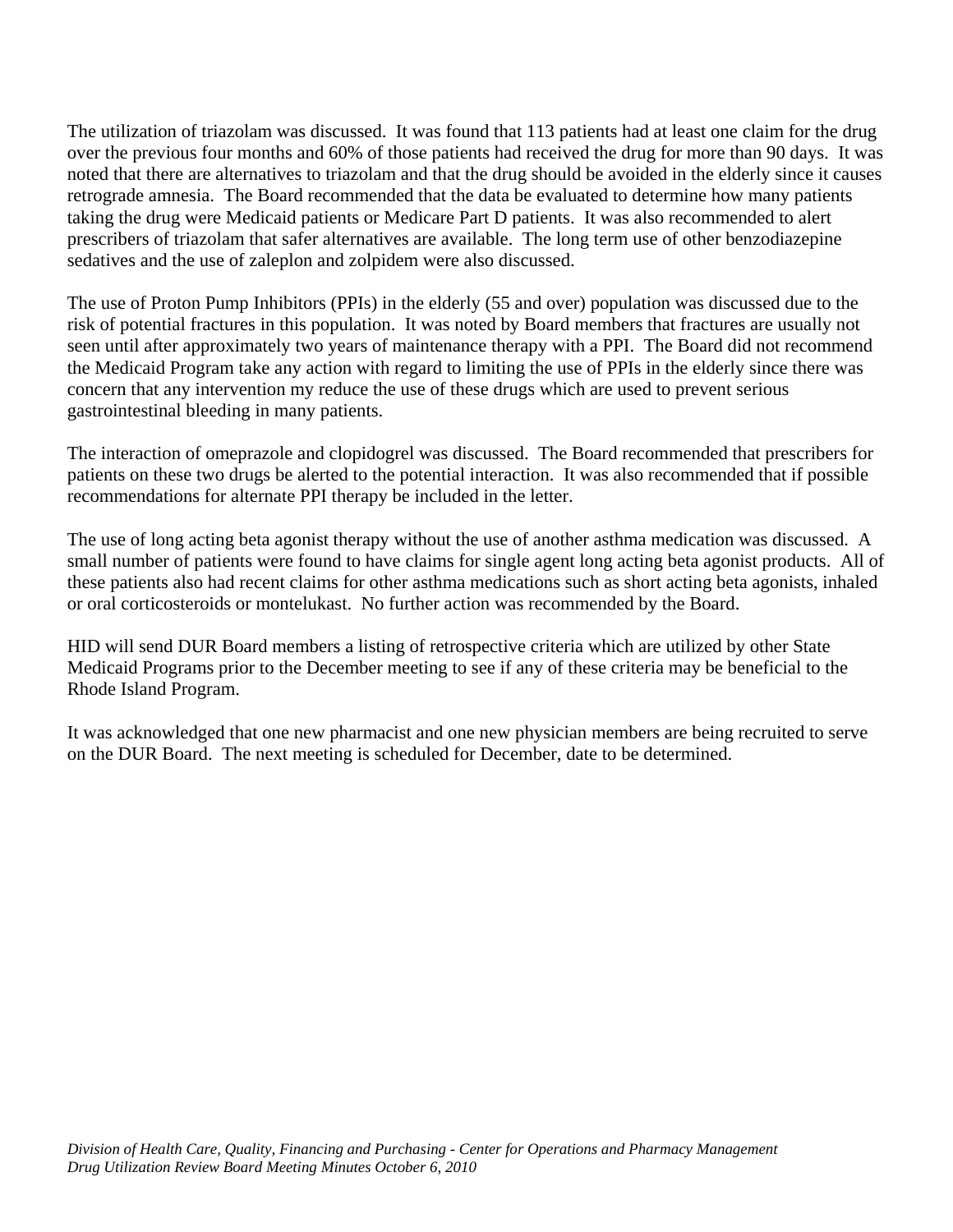The utilization of triazolam was discussed. It was found that 113 patients had at least one claim for the drug over the previous four months and 60% of those patients had received the drug for more than 90 days. It was noted that there are alternatives to triazolam and that the drug should be avoided in the elderly since it causes retrograde amnesia. The Board recommended that the data be evaluated to determine how many patients taking the drug were Medicaid patients or Medicare Part D patients. It was also recommended to alert prescribers of triazolam that safer alternatives are available. The long term use of other benzodiazepine sedatives and the use of zaleplon and zolpidem were also discussed.

The use of Proton Pump Inhibitors (PPIs) in the elderly (55 and over) population was discussed due to the risk of potential fractures in this population. It was noted by Board members that fractures are usually not seen until after approximately two years of maintenance therapy with a PPI. The Board did not recommend the Medicaid Program take any action with regard to limiting the use of PPIs in the elderly since there was concern that any intervention my reduce the use of these drugs which are used to prevent serious gastrointestinal bleeding in many patients.

The interaction of omeprazole and clopidogrel was discussed. The Board recommended that prescribers for patients on these two drugs be alerted to the potential interaction. It was also recommended that if possible recommendations for alternate PPI therapy be included in the letter.

The use of long acting beta agonist therapy without the use of another asthma medication was discussed. A small number of patients were found to have claims for single agent long acting beta agonist products. All of these patients also had recent claims for other asthma medications such as short acting beta agonists, inhaled or oral corticosteroids or montelukast. No further action was recommended by the Board.

HID will send DUR Board members a listing of retrospective criteria which are utilized by other State Medicaid Programs prior to the December meeting to see if any of these criteria may be beneficial to the Rhode Island Program.

It was acknowledged that one new pharmacist and one new physician members are being recruited to serve on the DUR Board. The next meeting is scheduled for December, date to be determined.